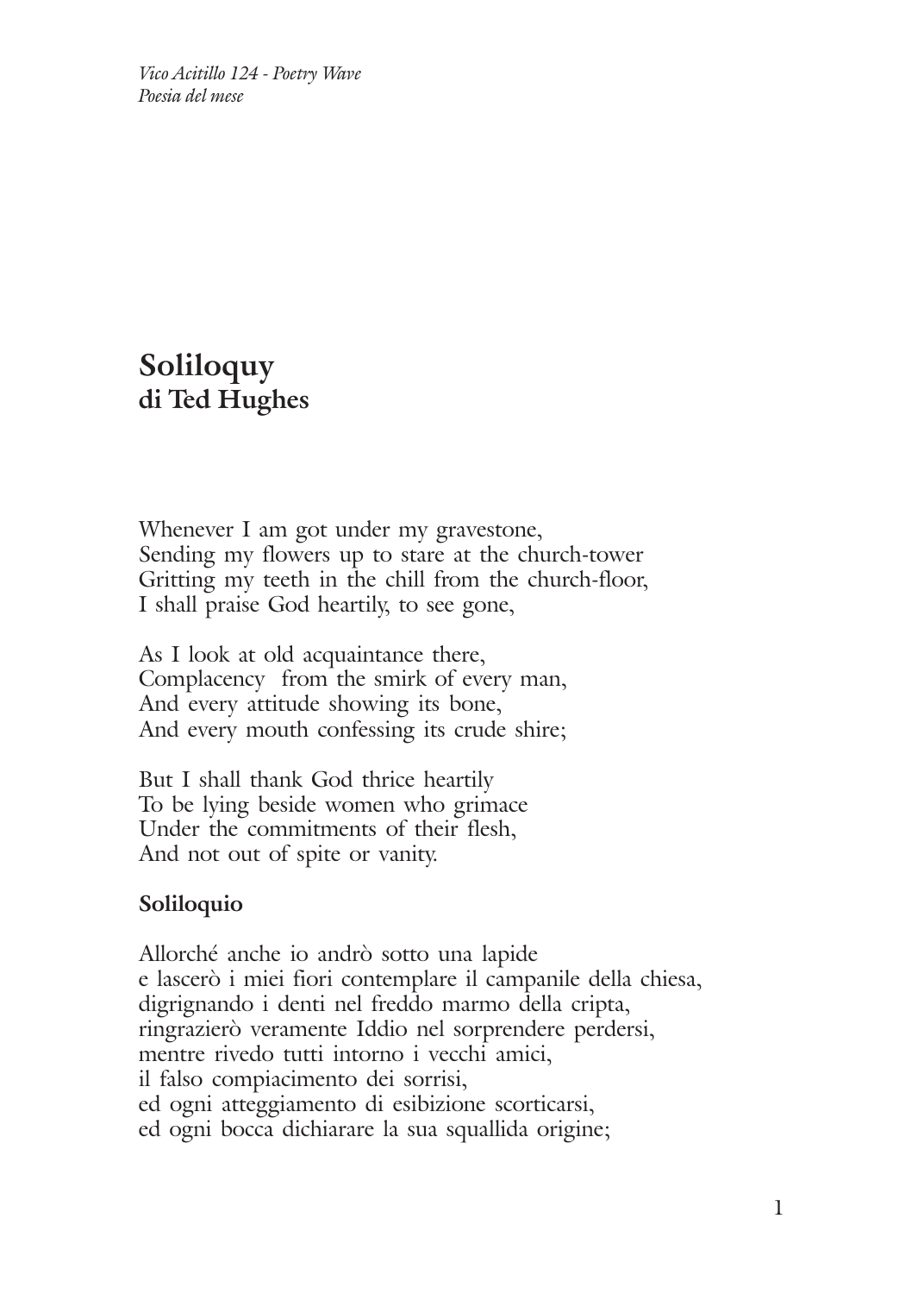# Soliloquy
## di Ted Hughes

Whenever I am got under my gravestone,
Sending my flowers up to stare at the church-tower
Gritting my teeth in the chill from the church-floor,
I shall praise God heartily, to see gone,

As I look at old acquaintance there,
Complacency from the smirk of every man,
And every attitude showing its bone,
And every mouth confessing its crude shire;

But I shall thank God thrice heartily
To be lying beside women who grimace
Under the commitments of their flesh,
And not out of spite or vanity.

### Soliloquio

Allorché anche io andrò sotto una lapide
e lascerò i miei fiori contemplare il campanile della chiesa,
digrignando i denti nel freddo marmo della cripta,
ringrazierò veramente Iddio nel sorprendere perdersi,
mentre rivedo tutti intorno i vecchi amici,
il falso compiacimento dei sorrisi,
ed ogni atteggiamento di esibizione scorticarsi,
ed ogni bocca dichiarare la sua squallida origine;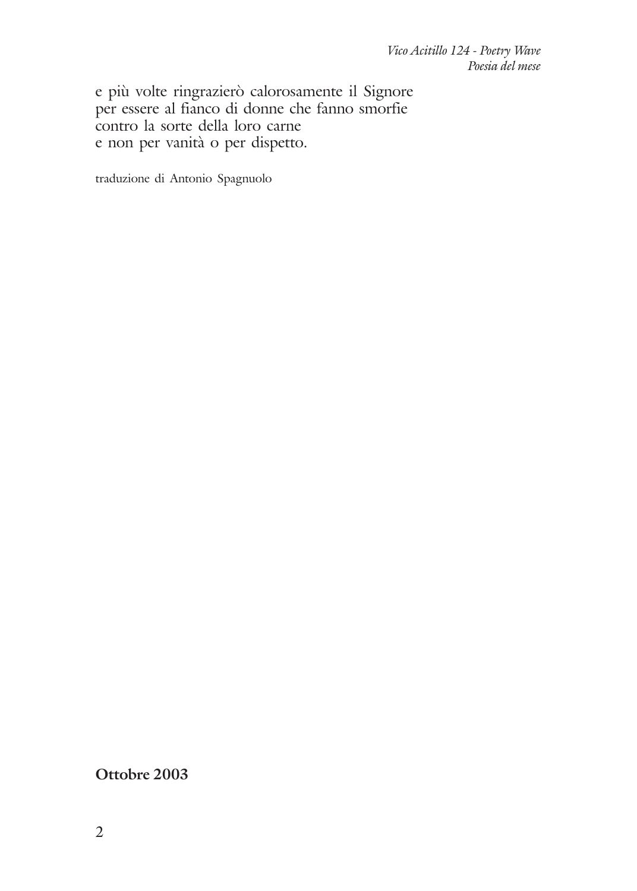e più volte ringrazierò calorosamente il Signore
per essere al fianco di donne che fanno smorfie
contro la sorte della loro carne
e non per vanità o per dispetto.

traduzione di Antonio Spagnuolo

**Ottobre 2003**